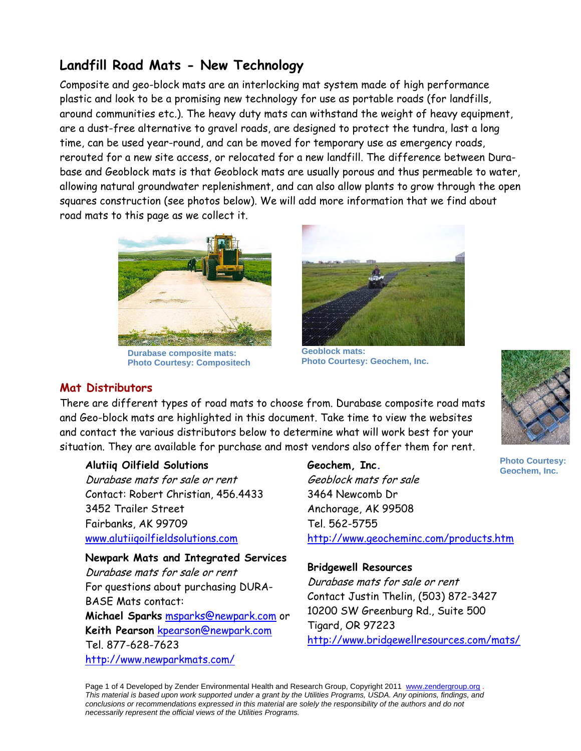# Landfill Road Mats - New Technology

Composite and geo-block mats are an interlocking mat system made of high performance plastic and look to be a promising new technology for use as portable roads (for landfills, around communities etc.). The heavy duty mats can withstand the weight of heavy equipment, are a dust-free alternative to gravel roads, are designed to protect the tundra, last a long time, can be used year-round, and can be moved for temporary use as emergency roads, rerouted for a new site access, or relocated for a new landfill. The difference between Dura-base and Geoblock mats is that Geoblock mats are usually porous and thus permeable to water, allowing natural groundwater replenishment, and can also allow plants to grow through the open squares construction (see photos below). We will add more information that we find about road mats to this page as we collect it.

**Durabase composite mats:**
**Photo Courtesy: Compositech**

**Geoblock mats:**
**Photo Courtesy: Geochem, Inc.**

**Photo Courtesy: Geochem, Inc.**

## Mat Distributors

There are different types of road mats to choose from. Durabase composite road mats and Geo-block mats are highlighted in this document. Take time to view the websites and contact the various distributors below to determine what will work best for your situation. They are available for purchase and most vendors also offer them for rent.

**Alutiiq Oilfield Solutions**
*Durabase mats for sale or rent*
Contact: Robert Christian, 456.4433
3452 Trailer Street
Fairbanks, AK 99709
www.alutiiqoilfieldsolutions.com

**Newpark Mats and Integrated Services**
*Durabase mats for sale or rent*
For questions about purchasing DURA-BASE Mats contact:
**Michael Sparks** msparks@newpark.com or **Keith Pearson** kpearson@newpark.com
Tel. 877-628-7623
http://www.newparkmats.com/

**Geochem, Inc.**
*Geoblock mats for sale*
3464 Newcomb Dr
Anchorage, AK 99508
Tel. 562-5755
http://www.geocheminc.com/products.htm

**Bridgewell Resources**
*Durabase mats for sale or rent*
Contact Justin Thelin, (503) 872-3427
10200 SW Greenburg Rd., Suite 500
Tigard, OR 97223
http://www.bridgewellresources.com/mats/

Developed by Zender Environmental Health and Research Group, Copyright 2011 www.zendergroup.org .
*This material is based upon work supported under a grant by the Utilities Programs, USDA. Any opinions, findings, and conclusions or recommendations expressed in this material are solely the responsibility of the authors and do not necessarily represent the official views of the Utilities Programs.*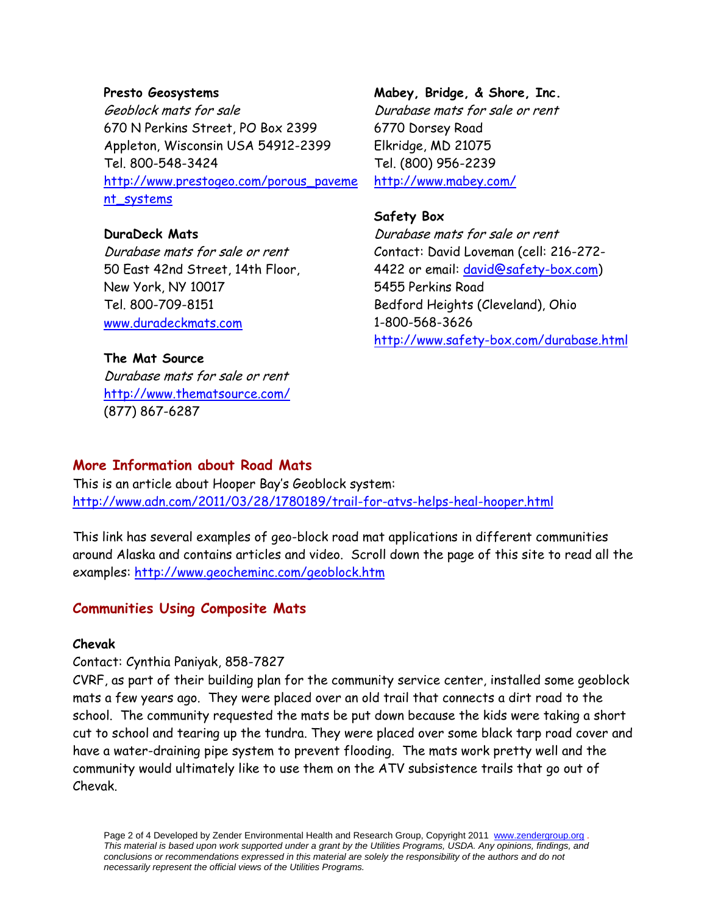**Presto Geosystems**
*Geoblock mats for sale*
670 N Perkins Street, PO Box 2399
Appleton, Wisconsin USA 54912-2399
Tel. 800-548-3424
http://www.prestogeo.com/porous_pavement_systems

**DuraDeck Mats**
*Durabase mats for sale or rent*
50 East 42nd Street, 14th Floor,
New York, NY 10017
Tel. 800-709-8151
www.duradeckmats.com

**The Mat Source**
*Durabase mats for sale or rent*
http://www.thematsource.com/
(877) 867-6287

**Mabey, Bridge, & Shore, Inc.**
*Durabase mats for sale or rent*
6770 Dorsey Road
Elkridge, MD 21075
Tel. (800) 956-2239
http://www.mabey.com/

**Safety Box**
*Durabase mats for sale or rent*
Contact: David Loveman (cell: 216-272-4422 or email: david@safety-box.com)
5455 Perkins Road
Bedford Heights (Cleveland), Ohio
1-800-568-3626
http://www.safety-box.com/durabase.html

## More Information about Road Mats

This is an article about Hooper Bay's Geoblock system:
http://www.adn.com/2011/03/28/1780189/trail-for-atvs-helps-heal-hooper.html

This link has several examples of geo-block road mat applications in different communities around Alaska and contains articles and video. Scroll down the page of this site to read all the examples: http://www.geocheminc.com/geoblock.htm

## Communities Using Composite Mats

**Chevak**

Contact: Cynthia Paniyak, 858-7827

CVRF, as part of their building plan for the community service center, installed some geoblock mats a few years ago. They were placed over an old trail that connects a dirt road to the school. The community requested the mats be put down because the kids were taking a short cut to school and tearing up the tundra. They were placed over some black tarp road cover and have a water-draining pipe system to prevent flooding. The mats work pretty well and the community would ultimately like to use them on the ATV subsistence trails that go out of Chevak.

Developed by Zender Environmental Health and Research Group, Copyright 2011 www.zendergroup.org .
*This material is based upon work supported under a grant by the Utilities Programs, USDA. Any opinions, findings, and conclusions or recommendations expressed in this material are solely the responsibility of the authors and do not necessarily represent the official views of the Utilities Programs.*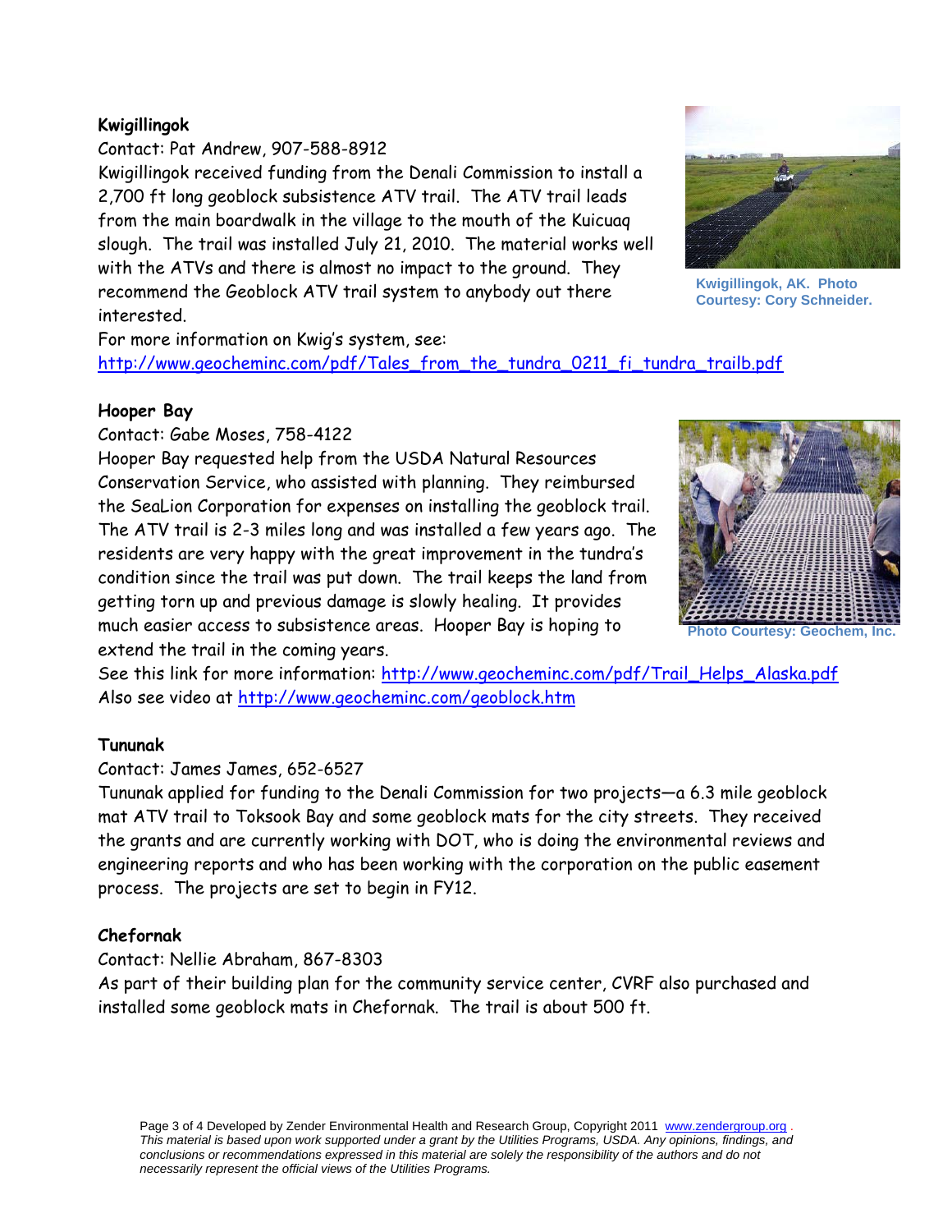**Kwigillingok**

Contact: Pat Andrew, 907-588-8912

Kwigillingok received funding from the Denali Commission to install a 2,700 ft long geoblock subsistence ATV trail. The ATV trail leads from the main boardwalk in the village to the mouth of the Kuicuaq slough. The trail was installed July 21, 2010. The material works well with the ATVs and there is almost no impact to the ground. They recommend the Geoblock ATV trail system to anybody out there interested.

Kwigillingok, AK. Photo Courtesy: Cory Schneider.

For more information on Kwig's system, see: http://www.geocheminc.com/pdf/Tales_from_the_tundra_0211_fi_tundra_trailb.pdf

**Hooper Bay**

Contact: Gabe Moses, 758-4122

Hooper Bay requested help from the USDA Natural Resources Conservation Service, who assisted with planning. They reimbursed the SeaLion Corporation for expenses on installing the geoblock trail. The ATV trail is 2-3 miles long and was installed a few years ago. The residents are very happy with the great improvement in the tundra's condition since the trail was put down. The trail keeps the land from getting torn up and previous damage is slowly healing. It provides much easier access to subsistence areas. Hooper Bay is hoping to extend the trail in the coming years.

Photo Courtesy: Geochem, Inc.

See this link for more information: http://www.geocheminc.com/pdf/Trail_Helps_Alaska.pdf

Also see video at http://www.geocheminc.com/geoblock.htm

**Tununak**

Contact: James James, 652-6527

Tununak applied for funding to the Denali Commission for two projects—a 6.3 mile geoblock mat ATV trail to Toksook Bay and some geoblock mats for the city streets. They received the grants and are currently working with DOT, who is doing the environmental reviews and engineering reports and who has been working with the corporation on the public easement process. The projects are set to begin in FY12.

**Chefornak**

Contact: Nellie Abraham, 867-8303

As part of their building plan for the community service center, CVRF also purchased and installed some geoblock mats in Chefornak. The trail is about 500 ft.

*This material is based upon work supported under a grant by the Utilities Programs, USDA. Any opinions, findings, and conclusions or recommendations expressed in this material are solely the responsibility of the authors and do not necessarily represent the official views of the Utilities Programs.*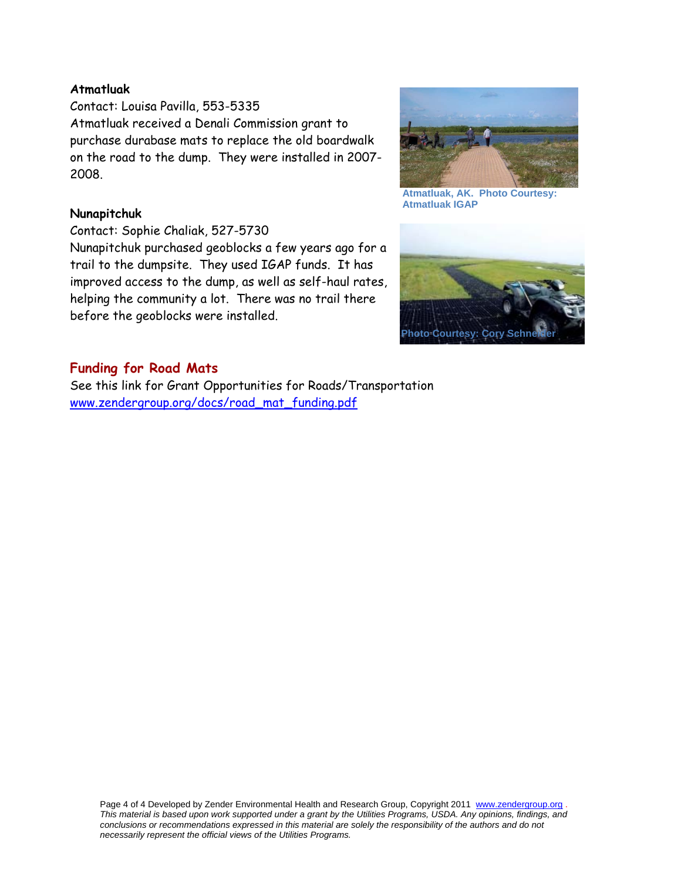**Atmatluak**

Contact: Louisa Pavilla, 553-5335

Atmatluak received a Denali Commission grant to purchase durabase mats to replace the old boardwalk on the road to the dump. They were installed in 2007-2008.

Atmatluak, AK. Photo Courtesy: Atmatluak IGAP

**Nunapitchuk**

Contact: Sophie Chaliak, 527-5730

Nunapitchuk purchased geoblocks a few years ago for a trail to the dumpsite. They used IGAP funds. It has improved access to the dump, as well as self-haul rates, helping the community a lot. There was no trail there before the geoblocks were installed.

Photo Courtesy: Cory Schneider

## Funding for Road Mats

See this link for Grant Opportunities for Roads/Transportation
[www.zendergroup.org/docs/road_mat_funding.pdf](www.zendergroup.org/docs/road_mat_funding.pdf)

Developed by Zender Environmental Health and Research Group, Copyright 2011 [www.zendergroup.org](www.zendergroup.org) .
*This material is based upon work supported under a grant by the Utilities Programs, USDA. Any opinions, findings, and conclusions or recommendations expressed in this material are solely the responsibility of the authors and do not necessarily represent the official views of the Utilities Programs.*